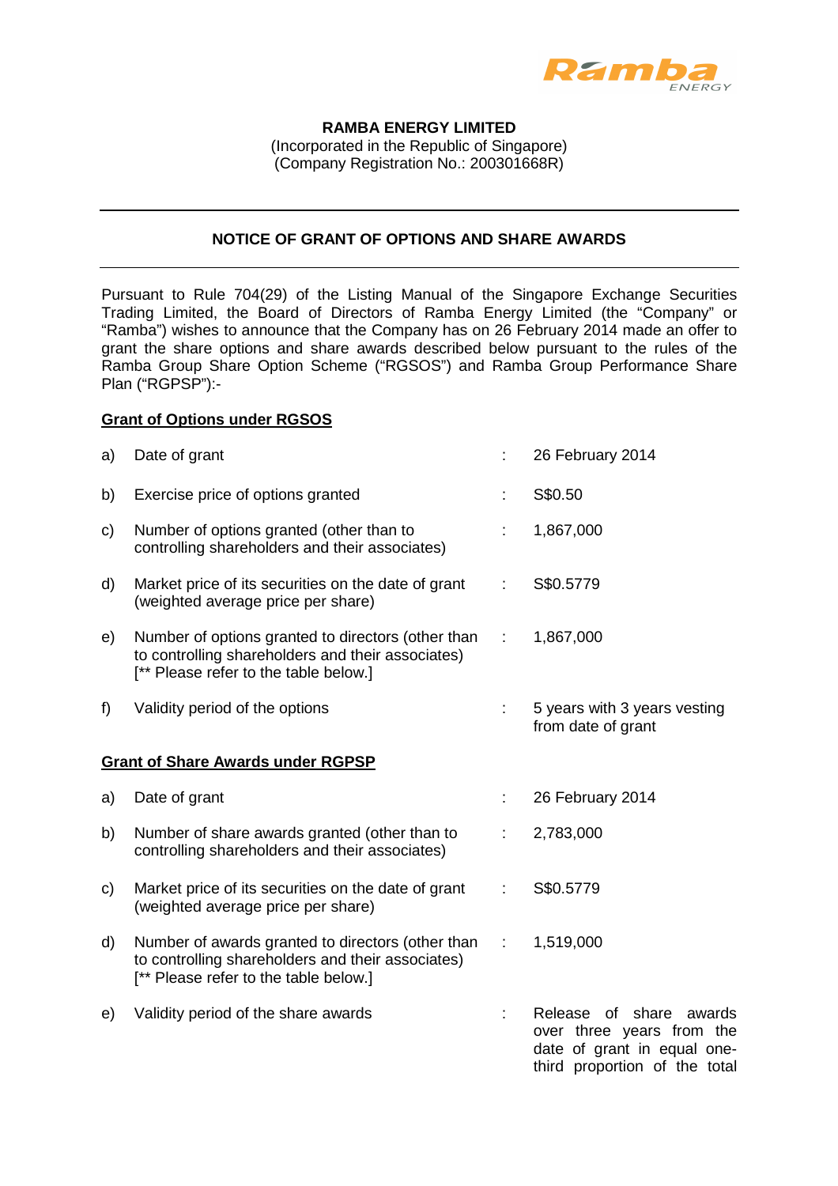**RAMBA ENERGY LIMITED**
(Incorporated in the Republic of Singapore)
(Company Registration No.: 200301668R)

---

## NOTICE OF GRANT OF OPTIONS AND SHARE AWARDS

---

Pursuant to Rule 704(29) of the Listing Manual of the Singapore Exchange Securities Trading Limited, the Board of Directors of Ramba Energy Limited (the "Company" or "Ramba") wishes to announce that the Company has on 26 February 2014 made an offer to grant the share options and share awards described below pursuant to the rules of the Ramba Group Share Option Scheme ("RGSOS") and Ramba Group Performance Share Plan ("RGPSP"):-

**<u>Grant of Options under RGSOS</u>**

| | | | |
|---|---|---|---|
| a) | Date of grant | : | 26 February 2014 |
| b) | Exercise price of options granted | : | S$0.50 |
| c) | Number of options granted (other than to controlling shareholders and their associates) | : | 1,867,000 |
| d) | Market price of its securities on the date of grant (weighted average price per share) | : | S$0.5779 |
| e) | Number of options granted to directors (other than to controlling shareholders and their associates) [** Please refer to the table below.] | : | 1,867,000 |
| f) | Validity period of the options | : | 5 years with 3 years vesting from date of grant |

**<u>Grant of Share Awards under RGPSP</u>**

| | | | |
|---|---|---|---|
| a) | Date of grant | : | 26 February 2014 |
| b) | Number of share awards granted (other than to controlling shareholders and their associates) | : | 2,783,000 |
| c) | Market price of its securities on the date of grant (weighted average price per share) | : | S$0.5779 |
| d) | Number of awards granted to directors (other than to controlling shareholders and their associates) [** Please refer to the table below.] | : | 1,519,000 |
| e) | Validity period of the share awards | : | Release of share awards over three years from the date of grant in equal one-third proportion of the total |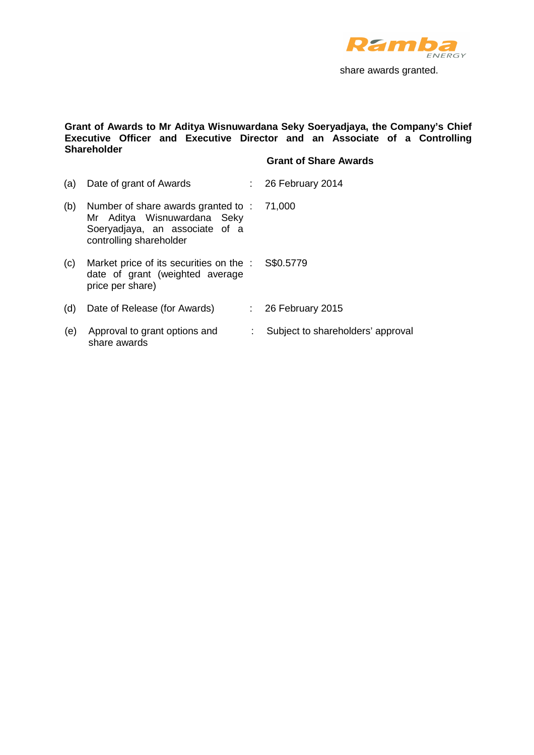share awards granted.

**Grant of Awards to Mr Aditya Wisnuwardana Seky Soeryadjaya, the Company's Chief Executive Officer and Executive Director and an Associate of a Controlling Shareholder**

| | | | **Grant of Share Awards** |
|---|---|---|---|
| (a) | Date of grant of Awards | : | 26 February 2014 |
| (b) | Number of share awards granted to Mr Aditya Wisnuwardana Seky Soeryadjaya, an associate of a controlling shareholder | : | 71,000 |
| (c) | Market price of its securities on the date of grant (weighted average price per share) | : | S$0.5779 |
| (d) | Date of Release (for Awards) | : | 26 February 2015 |
| (e) | Approval to grant options and share awards | : | Subject to shareholders' approval |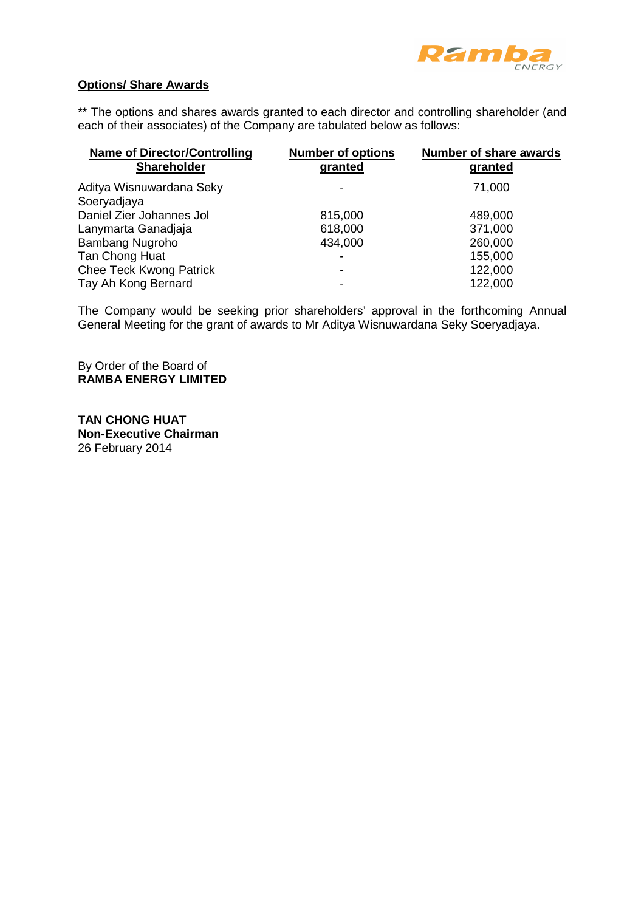**Options/ Share Awards**

** The options and shares awards granted to each director and controlling shareholder (and each of their associates) of the Company are tabulated below as follows:

| Name of Director/Controlling Shareholder | Number of options granted | Number of share awards granted |
|---|---|---|
| Aditya Wisnuwardana Seky Soeryadjaya | - | 71,000 |
| Daniel Zier Johannes Jol | 815,000 | 489,000 |
| Lanymarta Ganadjaja | 618,000 | 371,000 |
| Bambang Nugroho | 434,000 | 260,000 |
| Tan Chong Huat | - | 155,000 |
| Chee Teck Kwong Patrick | - | 122,000 |
| Tay Ah Kong Bernard | - | 122,000 |

The Company would be seeking prior shareholders' approval in the forthcoming Annual General Meeting for the grant of awards to Mr Aditya Wisnuwardana Seky Soeryadjaya.

By Order of the Board of
**RAMBA ENERGY LIMITED**

**TAN CHONG HUAT**
**Non-Executive Chairman**
26 February 2014